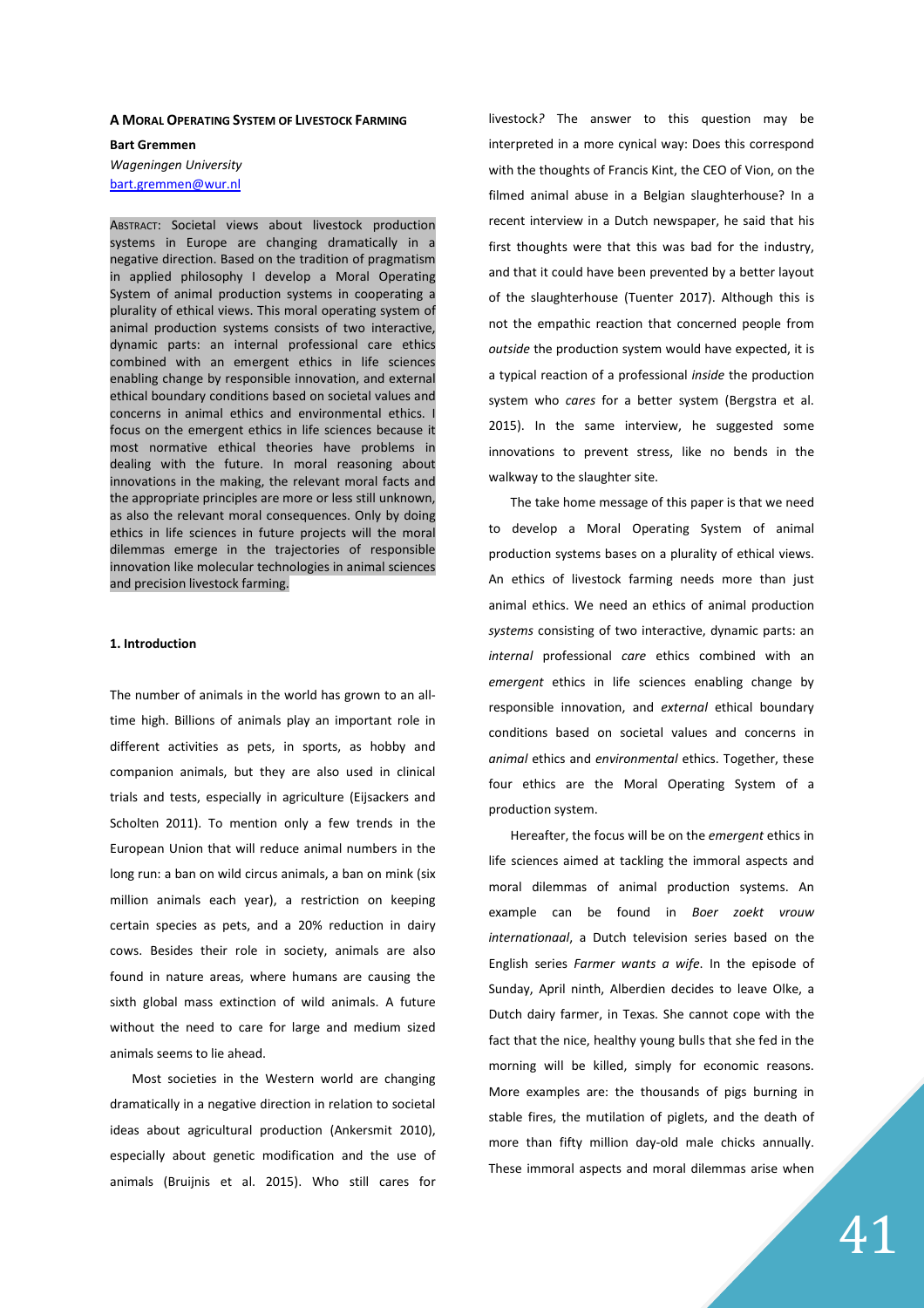# A MORAL OPERATING SYSTEM OF LIVESTOCK FARMING

**Bart Gremmen**
*Wageningen University*
bart.gremmen@wur.nl

ABSTRACT: Societal views about livestock production systems in Europe are changing dramatically in a negative direction. Based on the tradition of pragmatism in applied philosophy I develop a Moral Operating System of animal production systems in cooperating a plurality of ethical views. This moral operating system of animal production systems consists of two interactive, dynamic parts: an internal professional care ethics combined with an emergent ethics in life sciences enabling change by responsible innovation, and external ethical boundary conditions based on societal values and concerns in animal ethics and environmental ethics. I focus on the emergent ethics in life sciences because it most normative ethical theories have problems in dealing with the future. In moral reasoning about innovations in the making, the relevant moral facts and the appropriate principles are more or less still unknown, as also the relevant moral consequences. Only by doing ethics in life sciences in future projects will the moral dilemmas emerge in the trajectories of responsible innovation like molecular technologies in animal sciences and precision livestock farming.

## 1. Introduction

The number of animals in the world has grown to an all-time high. Billions of animals play an important role in different activities as pets, in sports, as hobby and companion animals, but they are also used in clinical trials and tests, especially in agriculture (Eijsackers and Scholten 2011). To mention only a few trends in the European Union that will reduce animal numbers in the long run: a ban on wild circus animals, a ban on mink (six million animals each year), a restriction on keeping certain species as pets, and a 20% reduction in dairy cows. Besides their role in society, animals are also found in nature areas, where humans are causing the sixth global mass extinction of wild animals. A future without the need to care for large and medium sized animals seems to lie ahead.

Most societies in the Western world are changing dramatically in a negative direction in relation to societal ideas about agricultural production (Ankersmit 2010), especially about genetic modification and the use of animals (Bruijnis et al. 2015). Who still cares for livestock*?* The answer to this question may be interpreted in a more cynical way: Does this correspond with the thoughts of Francis Kint, the CEO of Vion, on the filmed animal abuse in a Belgian slaughterhouse? In a recent interview in a Dutch newspaper, he said that his first thoughts were that this was bad for the industry, and that it could have been prevented by a better layout of the slaughterhouse (Tuenter 2017). Although this is not the empathic reaction that concerned people from *outside* the production system would have expected, it is a typical reaction of a professional *inside* the production system who *cares* for a better system (Bergstra et al. 2015). In the same interview, he suggested some innovations to prevent stress, like no bends in the walkway to the slaughter site.

The take home message of this paper is that we need to develop a Moral Operating System of animal production systems bases on a plurality of ethical views. An ethics of livestock farming needs more than just animal ethics. We need an ethics of animal production *systems* consisting of two interactive, dynamic parts: an *internal* professional *care* ethics combined with an *emergent* ethics in life sciences enabling change by responsible innovation, and *external* ethical boundary conditions based on societal values and concerns in *animal* ethics and *environmental* ethics. Together, these four ethics are the Moral Operating System of a production system.

Hereafter, the focus will be on the *emergent* ethics in life sciences aimed at tackling the immoral aspects and moral dilemmas of animal production systems. An example can be found in *Boer zoekt vrouw internationaal*, a Dutch television series based on the English series *Farmer wants a wife*. In the episode of Sunday, April ninth, Alberdien decides to leave Olke, a Dutch dairy farmer, in Texas. She cannot cope with the fact that the nice, healthy young bulls that she fed in the morning will be killed, simply for economic reasons. More examples are: the thousands of pigs burning in stable fires, the mutilation of piglets, and the death of more than fifty million day-old male chicks annually. These immoral aspects and moral dilemmas arise when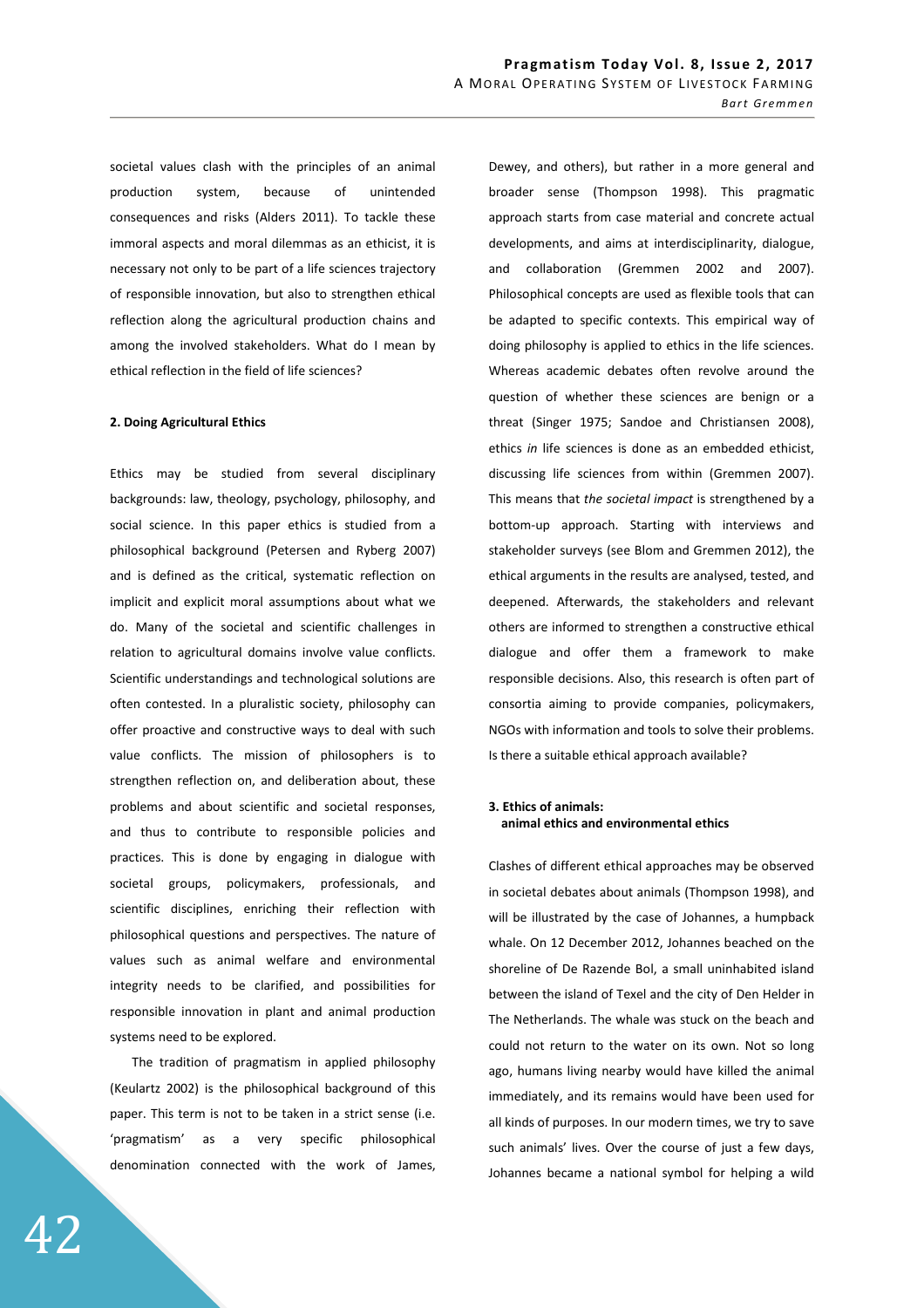societal values clash with the principles of an animal production system, because of unintended consequences and risks (Alders 2011). To tackle these immoral aspects and moral dilemmas as an ethicist, it is necessary not only to be part of a life sciences trajectory of responsible innovation, but also to strengthen ethical reflection along the agricultural production chains and among the involved stakeholders. What do I mean by ethical reflection in the field of life sciences?

## 2. Doing Agricultural Ethics

Ethics may be studied from several disciplinary backgrounds: law, theology, psychology, philosophy, and social science. In this paper ethics is studied from a philosophical background (Petersen and Ryberg 2007) and is defined as the critical, systematic reflection on implicit and explicit moral assumptions about what we do. Many of the societal and scientific challenges in relation to agricultural domains involve value conflicts. Scientific understandings and technological solutions are often contested. In a pluralistic society, philosophy can offer proactive and constructive ways to deal with such value conflicts. The mission of philosophers is to strengthen reflection on, and deliberation about, these problems and about scientific and societal responses, and thus to contribute to responsible policies and practices. This is done by engaging in dialogue with societal groups, policymakers, professionals, and scientific disciplines, enriching their reflection with philosophical questions and perspectives. The nature of values such as animal welfare and environmental integrity needs to be clarified, and possibilities for responsible innovation in plant and animal production systems need to be explored.

The tradition of pragmatism in applied philosophy (Keulartz 2002) is the philosophical background of this paper. This term is not to be taken in a strict sense (i.e. 'pragmatism' as a very specific philosophical denomination connected with the work of James, Dewey, and others), but rather in a more general and broader sense (Thompson 1998). This pragmatic approach starts from case material and concrete actual developments, and aims at interdisciplinarity, dialogue, and collaboration (Gremmen 2002 and 2007). Philosophical concepts are used as flexible tools that can be adapted to specific contexts. This empirical way of doing philosophy is applied to ethics in the life sciences. Whereas academic debates often revolve around the question of whether these sciences are benign or a threat (Singer 1975; Sandoe and Christiansen 2008), ethics *in* life sciences is done as an embedded ethicist, discussing life sciences from within (Gremmen 2007). This means that *the societal impact* is strengthened by a bottom-up approach. Starting with interviews and stakeholder surveys (see Blom and Gremmen 2012), the ethical arguments in the results are analysed, tested, and deepened. Afterwards, the stakeholders and relevant others are informed to strengthen a constructive ethical dialogue and offer them a framework to make responsible decisions. Also, this research is often part of consortia aiming to provide companies, policymakers, NGOs with information and tools to solve their problems. Is there a suitable ethical approach available?

## 3. Ethics of animals: animal ethics and environmental ethics

Clashes of different ethical approaches may be observed in societal debates about animals (Thompson 1998), and will be illustrated by the case of Johannes, a humpback whale. On 12 December 2012, Johannes beached on the shoreline of De Razende Bol, a small uninhabited island between the island of Texel and the city of Den Helder in The Netherlands. The whale was stuck on the beach and could not return to the water on its own. Not so long ago, humans living nearby would have killed the animal immediately, and its remains would have been used for all kinds of purposes. In our modern times, we try to save such animals' lives. Over the course of just a few days, Johannes became a national symbol for helping a wild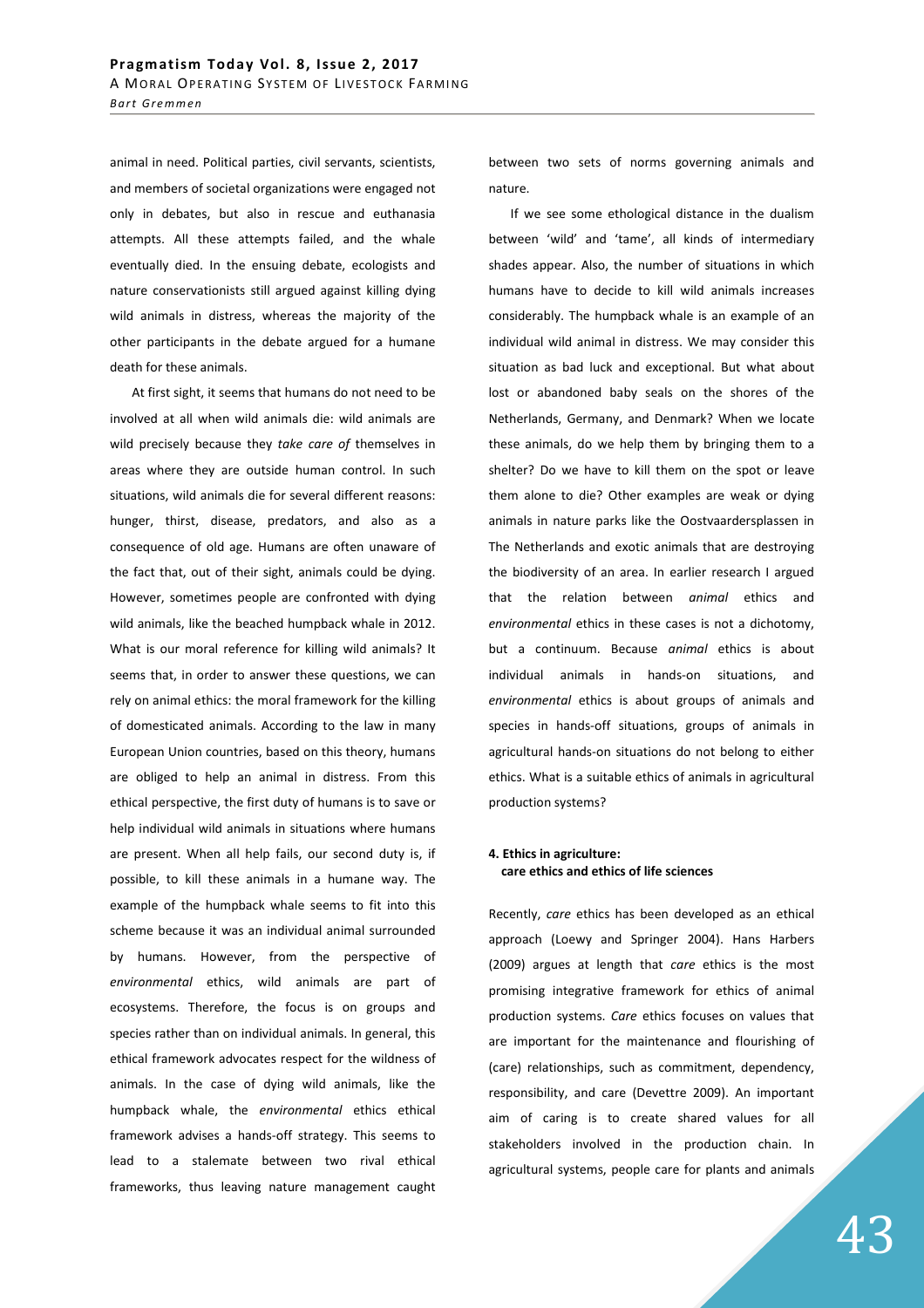animal in need. Political parties, civil servants, scientists, and members of societal organizations were engaged not only in debates, but also in rescue and euthanasia attempts. All these attempts failed, and the whale eventually died. In the ensuing debate, ecologists and nature conservationists still argued against killing dying wild animals in distress, whereas the majority of the other participants in the debate argued for a humane death for these animals.

At first sight, it seems that humans do not need to be involved at all when wild animals die: wild animals are wild precisely because they *take care of* themselves in areas where they are outside human control. In such situations, wild animals die for several different reasons: hunger, thirst, disease, predators, and also as a consequence of old age. Humans are often unaware of the fact that, out of their sight, animals could be dying. However, sometimes people are confronted with dying wild animals, like the beached humpback whale in 2012. What is our moral reference for killing wild animals? It seems that, in order to answer these questions, we can rely on animal ethics: the moral framework for the killing of domesticated animals. According to the law in many European Union countries, based on this theory, humans are obliged to help an animal in distress. From this ethical perspective, the first duty of humans is to save or help individual wild animals in situations where humans are present. When all help fails, our second duty is, if possible, to kill these animals in a humane way. The example of the humpback whale seems to fit into this scheme because it was an individual animal surrounded by humans. However, from the perspective of *environmental* ethics, wild animals are part of ecosystems. Therefore, the focus is on groups and species rather than on individual animals. In general, this ethical framework advocates respect for the wildness of animals. In the case of dying wild animals, like the humpback whale, the *environmental* ethics ethical framework advises a hands-off strategy. This seems to lead to a stalemate between two rival ethical frameworks, thus leaving nature management caught between two sets of norms governing animals and nature.

If we see some ethological distance in the dualism between 'wild' and 'tame', all kinds of intermediary shades appear. Also, the number of situations in which humans have to decide to kill wild animals increases considerably. The humpback whale is an example of an individual wild animal in distress. We may consider this situation as bad luck and exceptional. But what about lost or abandoned baby seals on the shores of the Netherlands, Germany, and Denmark? When we locate these animals, do we help them by bringing them to a shelter? Do we have to kill them on the spot or leave them alone to die? Other examples are weak or dying animals in nature parks like the Oostvaardersplassen in The Netherlands and exotic animals that are destroying the biodiversity of an area. In earlier research I argued that the relation between *animal* ethics and *environmental* ethics in these cases is not a dichotomy, but a continuum. Because *animal* ethics is about individual animals in hands-on situations, and *environmental* ethics is about groups of animals and species in hands-off situations, groups of animals in agricultural hands-on situations do not belong to either ethics. What is a suitable ethics of animals in agricultural production systems?

## 4. Ethics in agriculture: care ethics and ethics of life sciences

Recently, *care* ethics has been developed as an ethical approach (Loewy and Springer 2004). Hans Harbers (2009) argues at length that *care* ethics is the most promising integrative framework for ethics of animal production systems. *Care* ethics focuses on values that are important for the maintenance and flourishing of (care) relationships, such as commitment, dependency, responsibility, and care (Devettre 2009). An important aim of caring is to create shared values for all stakeholders involved in the production chain. In agricultural systems, people care for plants and animals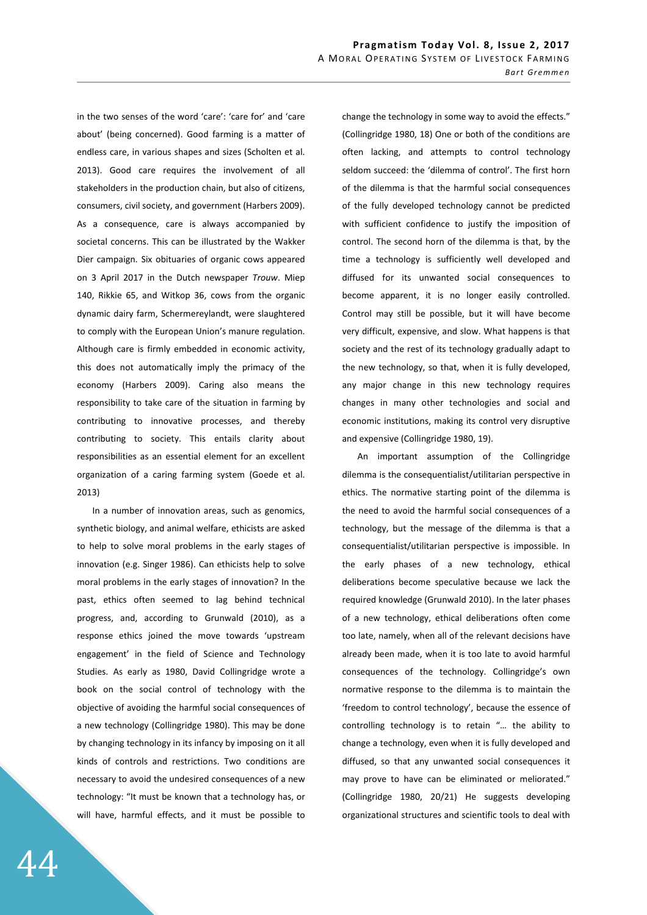in the two senses of the word 'care': 'care for' and 'care about' (being concerned). Good farming is a matter of endless care, in various shapes and sizes (Scholten et al. 2013). Good care requires the involvement of all stakeholders in the production chain, but also of citizens, consumers, civil society, and government (Harbers 2009). As a consequence, care is always accompanied by societal concerns. This can be illustrated by the Wakker Dier campaign. Six obituaries of organic cows appeared on 3 April 2017 in the Dutch newspaper *Trouw*. Miep 140, Rikkie 65, and Witkop 36, cows from the organic dynamic dairy farm, Schermereylandt, were slaughtered to comply with the European Union's manure regulation. Although care is firmly embedded in economic activity, this does not automatically imply the primacy of the economy (Harbers 2009). Caring also means the responsibility to take care of the situation in farming by contributing to innovative processes, and thereby contributing to society. This entails clarity about responsibilities as an essential element for an excellent organization of a caring farming system (Goede et al. 2013)

In a number of innovation areas, such as genomics, synthetic biology, and animal welfare, ethicists are asked to help to solve moral problems in the early stages of innovation (e.g. Singer 1986). Can ethicists help to solve moral problems in the early stages of innovation? In the past, ethics often seemed to lag behind technical progress, and, according to Grunwald (2010), as a response ethics joined the move towards 'upstream engagement' in the field of Science and Technology Studies. As early as 1980, David Collingridge wrote a book on the social control of technology with the objective of avoiding the harmful social consequences of a new technology (Collingridge 1980). This may be done by changing technology in its infancy by imposing on it all kinds of controls and restrictions. Two conditions are necessary to avoid the undesired consequences of a new technology: "It must be known that a technology has, or will have, harmful effects, and it must be possible to change the technology in some way to avoid the effects." (Collingridge 1980, 18) One or both of the conditions are often lacking, and attempts to control technology seldom succeed: the 'dilemma of control'. The first horn of the dilemma is that the harmful social consequences of the fully developed technology cannot be predicted with sufficient confidence to justify the imposition of control. The second horn of the dilemma is that, by the time a technology is sufficiently well developed and diffused for its unwanted social consequences to become apparent, it is no longer easily controlled. Control may still be possible, but it will have become very difficult, expensive, and slow. What happens is that society and the rest of its technology gradually adapt to the new technology, so that, when it is fully developed, any major change in this new technology requires changes in many other technologies and social and economic institutions, making its control very disruptive and expensive (Collingridge 1980, 19).

An important assumption of the Collingridge dilemma is the consequentialist/utilitarian perspective in ethics. The normative starting point of the dilemma is the need to avoid the harmful social consequences of a technology, but the message of the dilemma is that a consequentialist/utilitarian perspective is impossible. In the early phases of a new technology, ethical deliberations become speculative because we lack the required knowledge (Grunwald 2010). In the later phases of a new technology, ethical deliberations often come too late, namely, when all of the relevant decisions have already been made, when it is too late to avoid harmful consequences of the technology. Collingridge's own normative response to the dilemma is to maintain the 'freedom to control technology', because the essence of controlling technology is to retain "… the ability to change a technology, even when it is fully developed and diffused, so that any unwanted social consequences it may prove to have can be eliminated or meliorated." (Collingridge 1980, 20/21) He suggests developing organizational structures and scientific tools to deal with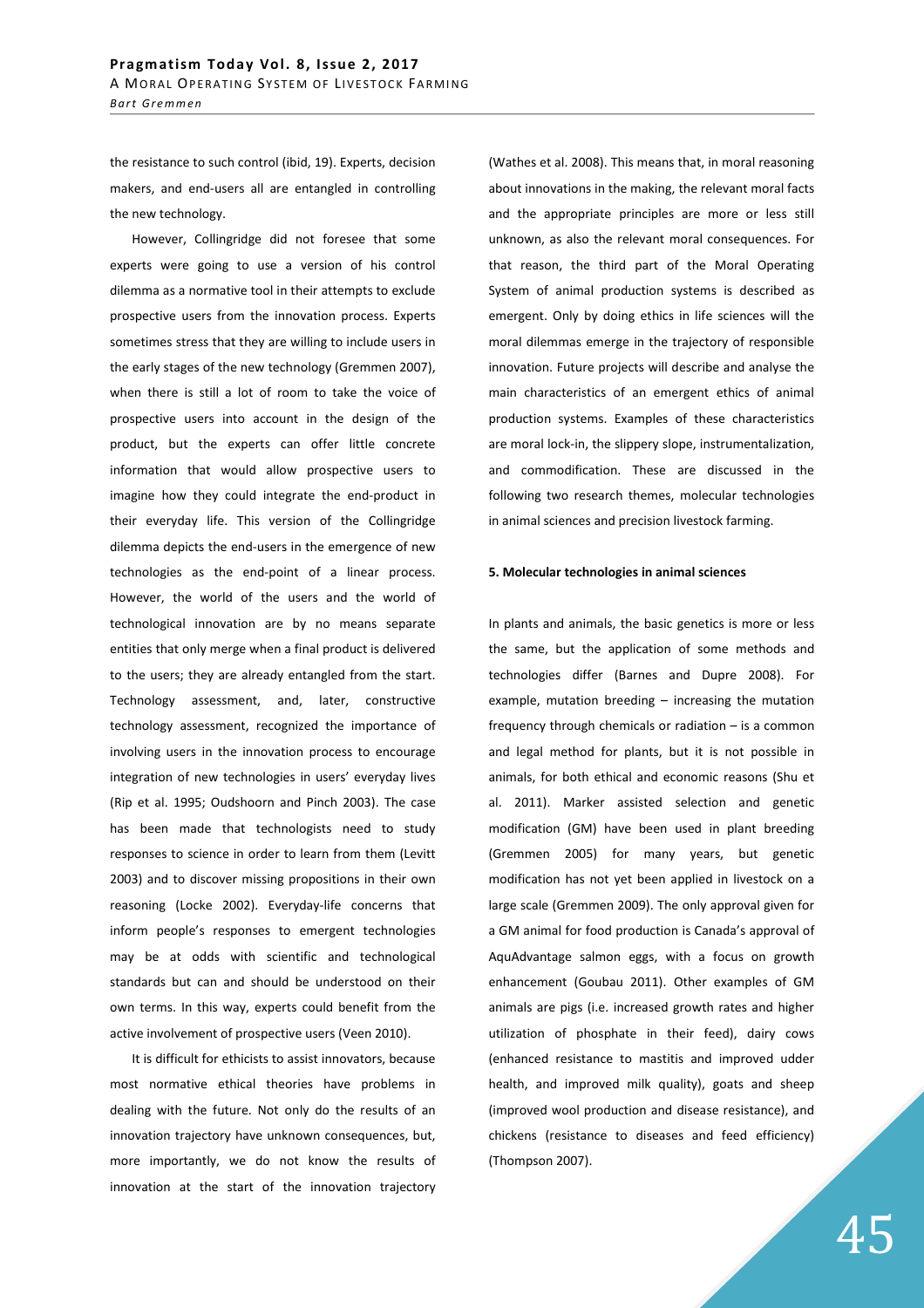the resistance to such control (ibid, 19). Experts, decision makers, and end-users all are entangled in controlling the new technology.

However, Collingridge did not foresee that some experts were going to use a version of his control dilemma as a normative tool in their attempts to exclude prospective users from the innovation process. Experts sometimes stress that they are willing to include users in the early stages of the new technology (Gremmen 2007), when there is still a lot of room to take the voice of prospective users into account in the design of the product, but the experts can offer little concrete information that would allow prospective users to imagine how they could integrate the end-product in their everyday life. This version of the Collingridge dilemma depicts the end-users in the emergence of new technologies as the end-point of a linear process. However, the world of the users and the world of technological innovation are by no means separate entities that only merge when a final product is delivered to the users; they are already entangled from the start. Technology assessment, and, later, constructive technology assessment, recognized the importance of involving users in the innovation process to encourage integration of new technologies in users' everyday lives (Rip et al. 1995; Oudshoorn and Pinch 2003). The case has been made that technologists need to study responses to science in order to learn from them (Levitt 2003) and to discover missing propositions in their own reasoning (Locke 2002). Everyday-life concerns that inform people's responses to emergent technologies may be at odds with scientific and technological standards but can and should be understood on their own terms. In this way, experts could benefit from the active involvement of prospective users (Veen 2010).

It is difficult for ethicists to assist innovators, because most normative ethical theories have problems in dealing with the future. Not only do the results of an innovation trajectory have unknown consequences, but, more importantly, we do not know the results of innovation at the start of the innovation trajectory (Wathes et al. 2008). This means that, in moral reasoning about innovations in the making, the relevant moral facts and the appropriate principles are more or less still unknown, as also the relevant moral consequences. For that reason, the third part of the Moral Operating System of animal production systems is described as emergent. Only by doing ethics in life sciences will the moral dilemmas emerge in the trajectory of responsible innovation. Future projects will describe and analyse the main characteristics of an emergent ethics of animal production systems. Examples of these characteristics are moral lock-in, the slippery slope, instrumentalization, and commodification. These are discussed in the following two research themes, molecular technologies in animal sciences and precision livestock farming.

## 5. Molecular technologies in animal sciences

In plants and animals, the basic genetics is more or less the same, but the application of some methods and technologies differ (Barnes and Dupre 2008). For example, mutation breeding – increasing the mutation frequency through chemicals or radiation – is a common and legal method for plants, but it is not possible in animals, for both ethical and economic reasons (Shu et al. 2011). Marker assisted selection and genetic modification (GM) have been used in plant breeding (Gremmen 2005) for many years, but genetic modification has not yet been applied in livestock on a large scale (Gremmen 2009). The only approval given for a GM animal for food production is Canada's approval of AquAdvantage salmon eggs, with a focus on growth enhancement (Goubau 2011). Other examples of GM animals are pigs (i.e. increased growth rates and higher utilization of phosphate in their feed), dairy cows (enhanced resistance to mastitis and improved udder health, and improved milk quality), goats and sheep (improved wool production and disease resistance), and chickens (resistance to diseases and feed efficiency) (Thompson 2007).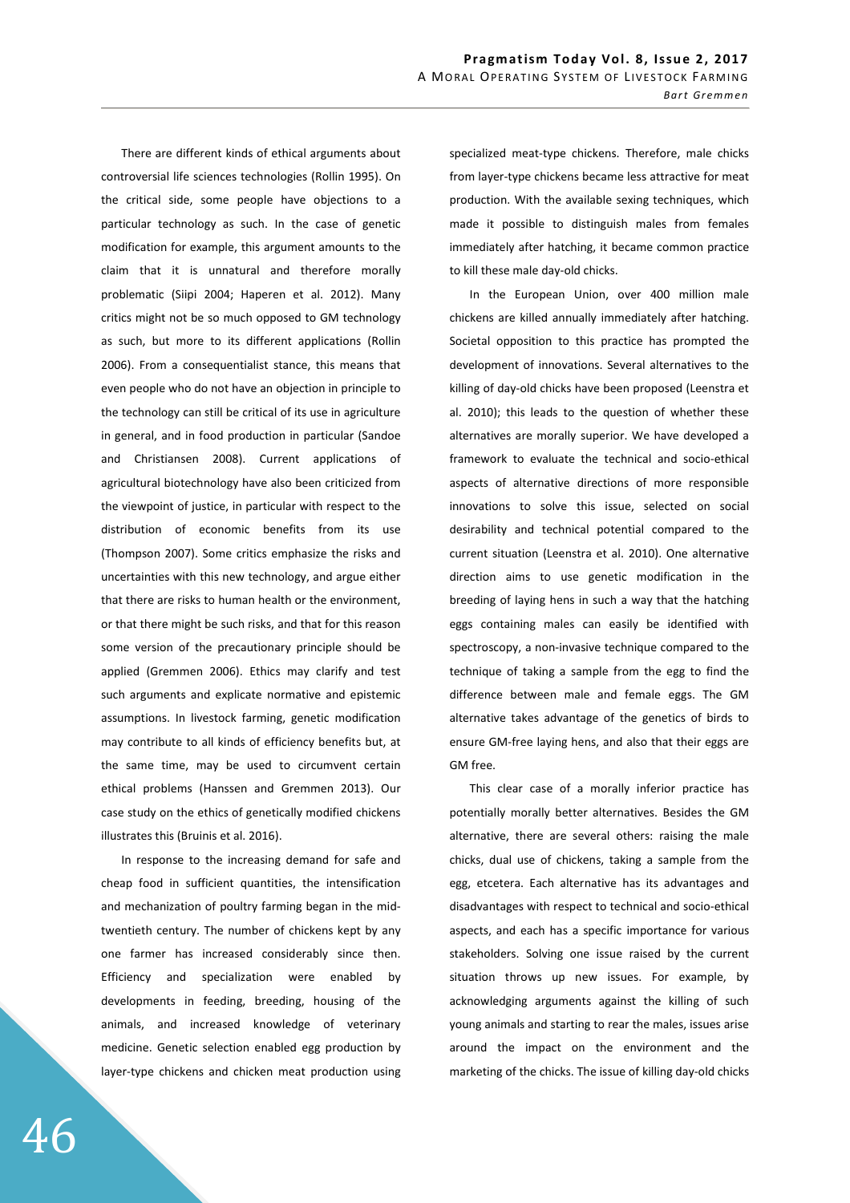There are different kinds of ethical arguments about controversial life sciences technologies (Rollin 1995). On the critical side, some people have objections to a particular technology as such. In the case of genetic modification for example, this argument amounts to the claim that it is unnatural and therefore morally problematic (Siipi 2004; Haperen et al. 2012). Many critics might not be so much opposed to GM technology as such, but more to its different applications (Rollin 2006). From a consequentialist stance, this means that even people who do not have an objection in principle to the technology can still be critical of its use in agriculture in general, and in food production in particular (Sandoe and Christiansen 2008). Current applications of agricultural biotechnology have also been criticized from the viewpoint of justice, in particular with respect to the distribution of economic benefits from its use (Thompson 2007). Some critics emphasize the risks and uncertainties with this new technology, and argue either that there are risks to human health or the environment, or that there might be such risks, and that for this reason some version of the precautionary principle should be applied (Gremmen 2006). Ethics may clarify and test such arguments and explicate normative and epistemic assumptions. In livestock farming, genetic modification may contribute to all kinds of efficiency benefits but, at the same time, may be used to circumvent certain ethical problems (Hanssen and Gremmen 2013). Our case study on the ethics of genetically modified chickens illustrates this (Bruinis et al. 2016).

In response to the increasing demand for safe and cheap food in sufficient quantities, the intensification and mechanization of poultry farming began in the mid-twentieth century. The number of chickens kept by any one farmer has increased considerably since then. Efficiency and specialization were enabled by developments in feeding, breeding, housing of the animals, and increased knowledge of veterinary medicine. Genetic selection enabled egg production by layer-type chickens and chicken meat production using specialized meat-type chickens. Therefore, male chicks from layer-type chickens became less attractive for meat production. With the available sexing techniques, which made it possible to distinguish males from females immediately after hatching, it became common practice to kill these male day-old chicks.

In the European Union, over 400 million male chickens are killed annually immediately after hatching. Societal opposition to this practice has prompted the development of innovations. Several alternatives to the killing of day-old chicks have been proposed (Leenstra et al. 2010); this leads to the question of whether these alternatives are morally superior. We have developed a framework to evaluate the technical and socio-ethical aspects of alternative directions of more responsible innovations to solve this issue, selected on social desirability and technical potential compared to the current situation (Leenstra et al. 2010). One alternative direction aims to use genetic modification in the breeding of laying hens in such a way that the hatching eggs containing males can easily be identified with spectroscopy, a non-invasive technique compared to the technique of taking a sample from the egg to find the difference between male and female eggs. The GM alternative takes advantage of the genetics of birds to ensure GM-free laying hens, and also that their eggs are GM free.

This clear case of a morally inferior practice has potentially morally better alternatives. Besides the GM alternative, there are several others: raising the male chicks, dual use of chickens, taking a sample from the egg, etcetera. Each alternative has its advantages and disadvantages with respect to technical and socio-ethical aspects, and each has a specific importance for various stakeholders. Solving one issue raised by the current situation throws up new issues. For example, by acknowledging arguments against the killing of such young animals and starting to rear the males, issues arise around the impact on the environment and the marketing of the chicks. The issue of killing day-old chicks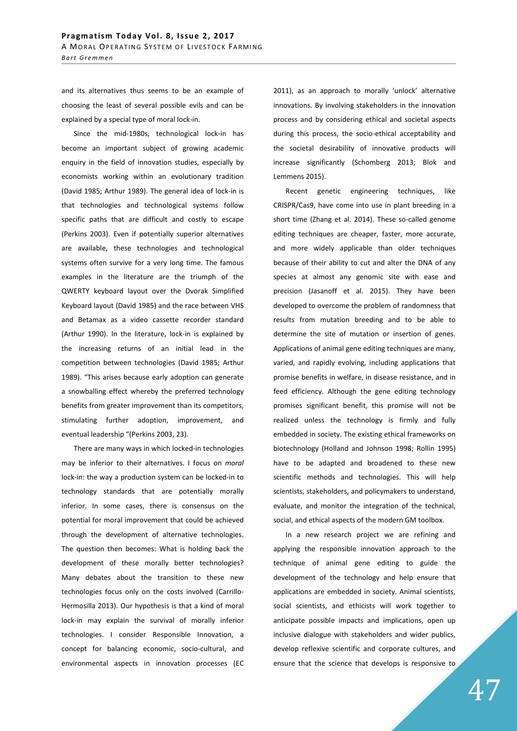and its alternatives thus seems to be an example of choosing the least of several possible evils and can be explained by a special type of moral lock-in.

Since the mid-1980s, technological lock-in has become an important subject of growing academic enquiry in the field of innovation studies, especially by economists working within an evolutionary tradition (David 1985; Arthur 1989). The general idea of lock-in is that technologies and technological systems follow specific paths that are difficult and costly to escape (Perkins 2003). Even if potentially superior alternatives are available, these technologies and technological systems often survive for a very long time. The famous examples in the literature are the triumph of the QWERTY keyboard layout over the Dvorak Simplified Keyboard layout (David 1985) and the race between VHS and Betamax as a video cassette recorder standard (Arthur 1990). In the literature, lock-in is explained by the increasing returns of an initial lead in the competition between technologies (David 1985; Arthur 1989). "This arises because early adoption can generate a snowballing effect whereby the preferred technology benefits from greater improvement than its competitors, stimulating further adoption, improvement, and eventual leadership "(Perkins 2003, 23).

There are many ways in which locked-in technologies may be inferior to their alternatives. I focus on *moral* lock-in: the way a production system can be locked-in to technology standards that are potentially morally inferior. In some cases, there is consensus on the potential for moral improvement that could be achieved through the development of alternative technologies. The question then becomes: What is holding back the development of these morally better technologies? Many debates about the transition to these new technologies focus only on the costs involved (Carrillo-Hermosilla 2013). Our hypothesis is that a kind of moral lock-in may explain the survival of morally inferior technologies. I consider Responsible Innovation, a concept for balancing economic, socio-cultural, and environmental aspects in innovation processes (EC 2011), as an approach to morally 'unlock' alternative innovations. By involving stakeholders in the innovation process and by considering ethical and societal aspects during this process, the socio-ethical acceptability and the societal desirability of innovative products will increase significantly (Schomberg 2013; Blok and Lemmens 2015).

Recent genetic engineering techniques, like CRISPR/Cas9, have come into use in plant breeding in a short time (Zhang et al. 2014). These so-called genome editing techniques are cheaper, faster, more accurate, and more widely applicable than older techniques because of their ability to cut and alter the DNA of any species at almost any genomic site with ease and precision (Jasanoff et al. 2015). They have been developed to overcome the problem of randomness that results from mutation breeding and to be able to determine the site of mutation or insertion of genes. Applications of animal gene editing techniques are many, varied, and rapidly evolving, including applications that promise benefits in welfare, in disease resistance, and in feed efficiency. Although the gene editing technology promises significant benefit, this promise will not be realized unless the technology is firmly and fully embedded in society. The existing ethical frameworks on biotechnology (Holland and Johnson 1998; Rollin 1995) have to be adapted and broadened to these new scientific methods and technologies. This will help scientists, stakeholders, and policymakers to understand, evaluate, and monitor the integration of the technical, social, and ethical aspects of the modern GM toolbox.

In a new research project we are refining and applying the responsible innovation approach to the technique of animal gene editing to guide the development of the technology and help ensure that applications are embedded in society. Animal scientists, social scientists, and ethicists will work together to anticipate possible impacts and implications, open up inclusive dialogue with stakeholders and wider publics, develop reflexive scientific and corporate cultures, and ensure that the science that develops is responsive to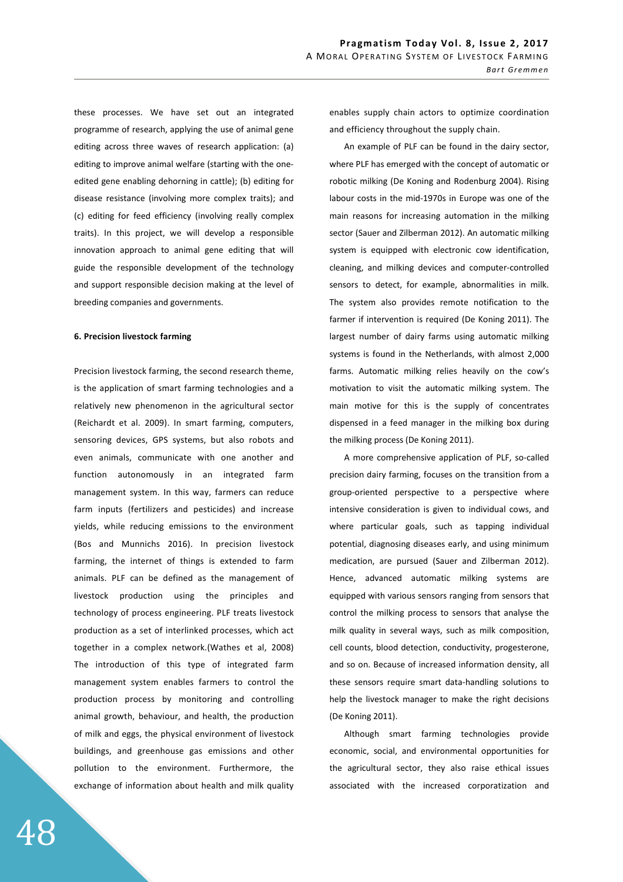these processes. We have set out an integrated programme of research, applying the use of animal gene editing across three waves of research application: (a) editing to improve animal welfare (starting with the one-edited gene enabling dehorning in cattle); (b) editing for disease resistance (involving more complex traits); and (c) editing for feed efficiency (involving really complex traits). In this project, we will develop a responsible innovation approach to animal gene editing that will guide the responsible development of the technology and support responsible decision making at the level of breeding companies and governments.

**6. Precision livestock farming**

Precision livestock farming, the second research theme, is the application of smart farming technologies and a relatively new phenomenon in the agricultural sector (Reichardt et al. 2009). In smart farming, computers, sensoring devices, GPS systems, but also robots and even animals, communicate with one another and function autonomously in an integrated farm management system. In this way, farmers can reduce farm inputs (fertilizers and pesticides) and increase yields, while reducing emissions to the environment (Bos and Munnichs 2016). In precision livestock farming, the internet of things is extended to farm animals. PLF can be defined as the management of livestock production using the principles and technology of process engineering. PLF treats livestock production as a set of interlinked processes, which act together in a complex network.(Wathes et al, 2008) The introduction of this type of integrated farm management system enables farmers to control the production process by monitoring and controlling animal growth, behaviour, and health, the production of milk and eggs, the physical environment of livestock buildings, and greenhouse gas emissions and other pollution to the environment. Furthermore, the exchange of information about health and milk quality enables supply chain actors to optimize coordination and efficiency throughout the supply chain.

An example of PLF can be found in the dairy sector, where PLF has emerged with the concept of automatic or robotic milking (De Koning and Rodenburg 2004). Rising labour costs in the mid-1970s in Europe was one of the main reasons for increasing automation in the milking sector (Sauer and Zilberman 2012). An automatic milking system is equipped with electronic cow identification, cleaning, and milking devices and computer-controlled sensors to detect, for example, abnormalities in milk. The system also provides remote notification to the farmer if intervention is required (De Koning 2011). The largest number of dairy farms using automatic milking systems is found in the Netherlands, with almost 2,000 farms. Automatic milking relies heavily on the cow's motivation to visit the automatic milking system. The main motive for this is the supply of concentrates dispensed in a feed manager in the milking box during the milking process (De Koning 2011).

A more comprehensive application of PLF, so-called precision dairy farming, focuses on the transition from a group-oriented perspective to a perspective where intensive consideration is given to individual cows, and where particular goals, such as tapping individual potential, diagnosing diseases early, and using minimum medication, are pursued (Sauer and Zilberman 2012). Hence, advanced automatic milking systems are equipped with various sensors ranging from sensors that control the milking process to sensors that analyse the milk quality in several ways, such as milk composition, cell counts, blood detection, conductivity, progesterone, and so on. Because of increased information density, all these sensors require smart data-handling solutions to help the livestock manager to make the right decisions (De Koning 2011).

Although smart farming technologies provide economic, social, and environmental opportunities for the agricultural sector, they also raise ethical issues associated with the increased corporatization and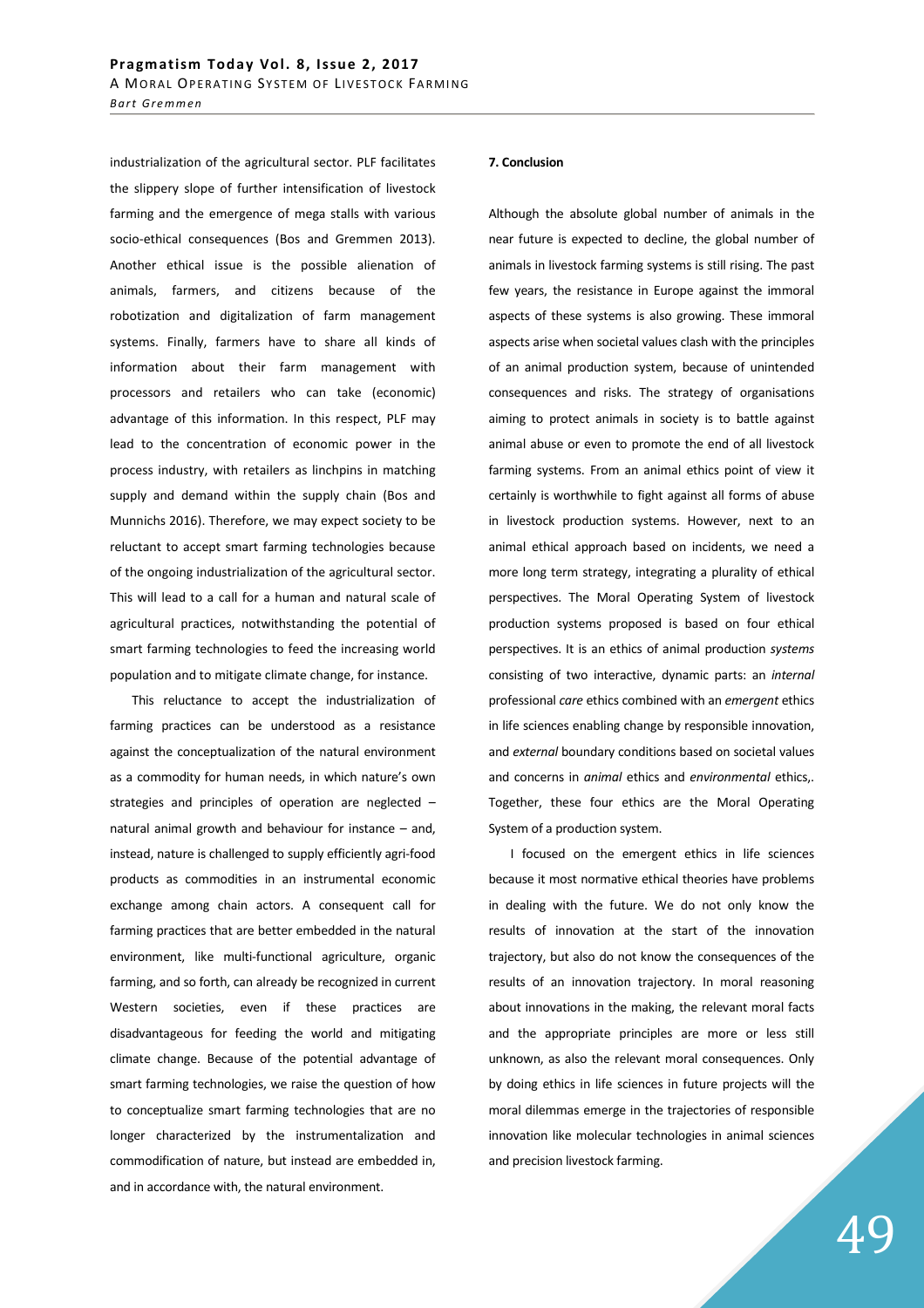industrialization of the agricultural sector. PLF facilitates the slippery slope of further intensification of livestock farming and the emergence of mega stalls with various socio-ethical consequences (Bos and Gremmen 2013). Another ethical issue is the possible alienation of animals, farmers, and citizens because of the robotization and digitalization of farm management systems. Finally, farmers have to share all kinds of information about their farm management with processors and retailers who can take (economic) advantage of this information. In this respect, PLF may lead to the concentration of economic power in the process industry, with retailers as linchpins in matching supply and demand within the supply chain (Bos and Munnichs 2016). Therefore, we may expect society to be reluctant to accept smart farming technologies because of the ongoing industrialization of the agricultural sector. This will lead to a call for a human and natural scale of agricultural practices, notwithstanding the potential of smart farming technologies to feed the increasing world population and to mitigate climate change, for instance.

This reluctance to accept the industrialization of farming practices can be understood as a resistance against the conceptualization of the natural environment as a commodity for human needs, in which nature's own strategies and principles of operation are neglected – natural animal growth and behaviour for instance – and, instead, nature is challenged to supply efficiently agri-food products as commodities in an instrumental economic exchange among chain actors. A consequent call for farming practices that are better embedded in the natural environment, like multi-functional agriculture, organic farming, and so forth, can already be recognized in current Western societies, even if these practices are disadvantageous for feeding the world and mitigating climate change. Because of the potential advantage of smart farming technologies, we raise the question of how to conceptualize smart farming technologies that are no longer characterized by the instrumentalization and commodification of nature, but instead are embedded in, and in accordance with, the natural environment.

## 7. Conclusion

Although the absolute global number of animals in the near future is expected to decline, the global number of animals in livestock farming systems is still rising. The past few years, the resistance in Europe against the immoral aspects of these systems is also growing. These immoral aspects arise when societal values clash with the principles of an animal production system, because of unintended consequences and risks. The strategy of organisations aiming to protect animals in society is to battle against animal abuse or even to promote the end of all livestock farming systems. From an animal ethics point of view it certainly is worthwhile to fight against all forms of abuse in livestock production systems. However, next to an animal ethical approach based on incidents, we need a more long term strategy, integrating a plurality of ethical perspectives. The Moral Operating System of livestock production systems proposed is based on four ethical perspectives. It is an ethics of animal production *systems* consisting of two interactive, dynamic parts: an *internal* professional *care* ethics combined with an *emergent* ethics in life sciences enabling change by responsible innovation, and *external* boundary conditions based on societal values and concerns in *animal* ethics and *environmental* ethics,. Together, these four ethics are the Moral Operating System of a production system.

I focused on the emergent ethics in life sciences because it most normative ethical theories have problems in dealing with the future. We do not only know the results of innovation at the start of the innovation trajectory, but also do not know the consequences of the results of an innovation trajectory. In moral reasoning about innovations in the making, the relevant moral facts and the appropriate principles are more or less still unknown, as also the relevant moral consequences. Only by doing ethics in life sciences in future projects will the moral dilemmas emerge in the trajectories of responsible innovation like molecular technologies in animal sciences and precision livestock farming.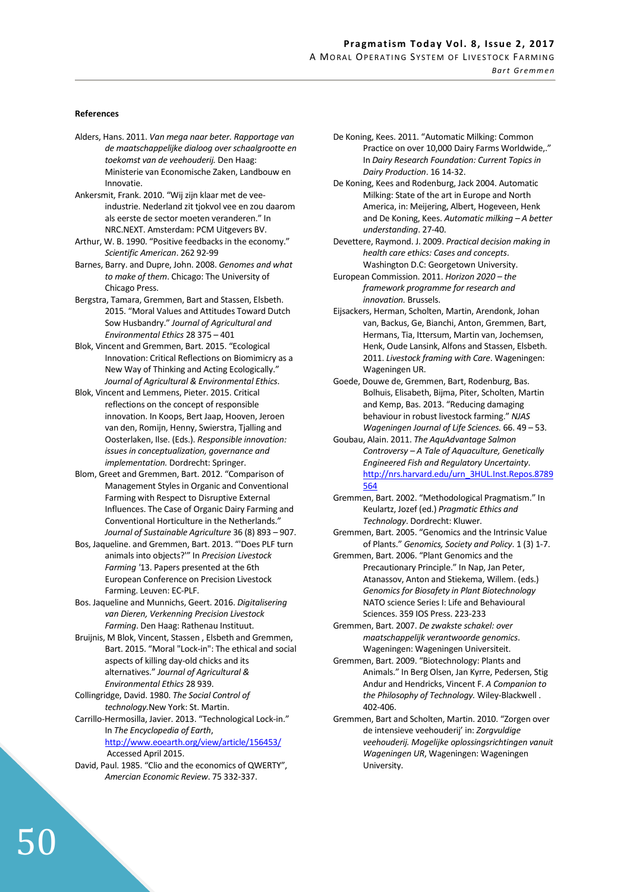**References**

Alders, Hans. 2011. *Van mega naar beter. Rapportage van de maatschappelijke dialoog over schaalgrootte en toekomst van de veehouderij.* Den Haag: Ministerie van Economische Zaken, Landbouw en Innovatie.

Ankersmit, Frank. 2010. "Wij zijn klaar met de vee-industrie. Nederland zit tjokvol vee en zou daarom als eerste de sector moeten veranderen." In NRC.NEXT. Amsterdam: PCM Uitgevers BV.

Arthur, W. B. 1990. "Positive feedbacks in the economy." *Scientific American*. 262 92-99

Barnes, Barry. and Dupre, John. 2008. *Genomes and what to make of them*. Chicago: The University of Chicago Press.

Bergstra, Tamara, Gremmen, Bart and Stassen, Elsbeth. 2015. "Moral Values and Attitudes Toward Dutch Sow Husbandry." *Journal of Agricultural and Environmental Ethics* 28 375 – 401

Blok, Vincent and Gremmen, Bart. 2015. "Ecological Innovation: Critical Reflections on Biomimicry as a New Way of Thinking and Acting Ecologically." *Journal of Agricultural & Environmental Ethics*.

Blok, Vincent and Lemmens, Pieter. 2015. Critical reflections on the concept of responsible innovation. In Koops, Bert Jaap, Hooven, Jeroen van den, Romijn, Henny, Swierstra, Tjalling and Oosterlaken, Ilse. (Eds.). *Responsible innovation: issues in conceptualization, governance and implementation.* Dordrecht: Springer.

Blom, Greet and Gremmen, Bart. 2012. "Comparison of Management Styles in Organic and Conventional Farming with Respect to Disruptive External Influences. The Case of Organic Dairy Farming and Conventional Horticulture in the Netherlands." *Journal of Sustainable Agriculture* 36 (8) 893 – 907.

Bos, Jaqueline. and Gremmen, Bart. 2013. "'Does PLF turn animals into objects?'" In *Precision Livestock Farming '13*. Papers presented at the 6th European Conference on Precision Livestock Farming. Leuven: EC-PLF.

Bos. Jaqueline and Munnichs, Geert. 2016. *Digitalisering van Dieren, Verkenning Precision Livestock Farming*. Den Haag: Rathenau Instituut.

Bruijnis, M Blok, Vincent, Stassen , Elsbeth and Gremmen, Bart. 2015. "Moral "Lock-in": The ethical and social aspects of killing day-old chicks and its alternatives." *Journal of Agricultural & Environmental Ethics* 28 939.

Collingridge, David. 1980. *The Social Control of technology.*New York: St. Martin.

Carrillo-Hermosilla, Javier. 2013. "Technological Lock-in." In *The Encyclopedia of Earth*, http://www.eoearth.org/view/article/156453/ Accessed April 2015.

David, Paul. 1985. "Clio and the economics of QWERTY", *Amercian Economic Review*. 75 332-337.

De Koning, Kees. 2011. "Automatic Milking: Common Practice on over 10,000 Dairy Farms Worldwide,." In *Dairy Research Foundation: Current Topics in Dairy Production*. 16 14-32.

De Koning, Kees and Rodenburg, Jack 2004. Automatic Milking: State of the art in Europe and North America, in: Meijering, Albert, Hogeveen, Henk and De Koning, Kees. *Automatic milking – A better understanding*. 27-40.

Devettere, Raymond. J. 2009. *Practical decision making in health care ethics: Cases and concepts*. Washington D.C: Georgetown University.

European Commission. 2011. *Horizon 2020 – the framework programme for research and innovation.* Brussels.

Eijsackers, Herman, Scholten, Martin, Arendonk, Johan van, Backus, Ge, Bianchi, Anton, Gremmen, Bart, Hermans, Tia, Ittersum, Martin van, Jochemsen, Henk, Oude Lansink, Alfons and Stassen, Elsbeth. 2011. *Livestock framing with Care*. Wageningen: Wageningen UR.

Goede, Douwe de, Gremmen, Bart, Rodenburg, Bas. Bolhuis, Elisabeth, Bijma, Piter, Scholten, Martin and Kemp, Bas. 2013. "Reducing damaging behaviour in robust livestock farming." *NJAS Wageningen Journal of Life Sciences.* 66. 49 – 53.

Goubau, Alain. 2011. *The AquAdvantage Salmon Controversy – A Tale of Aquaculture, Genetically Engineered Fish and Regulatory Uncertainty*. http://nrs.harvard.edu/urn_3HUL.Inst.Repos.8789564

Gremmen, Bart. 2002. "Methodological Pragmatism." In Keulartz, Jozef (ed.) *Pragmatic Ethics and Technology*. Dordrecht: Kluwer.

Gremmen, Bart. 2005. "Genomics and the Intrinsic Value of Plants." *Genomics, Society and Policy*. 1 (3) 1-7.

Gremmen, Bart. 2006. "Plant Genomics and the Precautionary Principle." In Nap, Jan Peter, Atanassov, Anton and Stiekema, Willem. (eds.) *Genomics for Biosafety in Plant Biotechnology* NATO science Series I: Life and Behavioural Sciences. 359 IOS Press. 223-233

Gremmen, Bart. 2007. *De zwakste schakel: over maatschappelijk verantwoorde genomics*. Wageningen: Wageningen Universiteit.

Gremmen, Bart. 2009. "Biotechnology: Plants and Animals." In Berg Olsen, Jan Kyrre, Pedersen, Stig Andur and Hendricks, Vincent F. *A Companion to the Philosophy of Technology.* Wiley-Blackwell . 402-406.

Gremmen, Bart and Scholten, Martin. 2010. "Zorgen over de intensieve veehouderij' in: *Zorgvuldige veehouderij. Mogelijke oplossingsrichtingen vanuit Wageningen UR*, Wageningen: Wageningen University.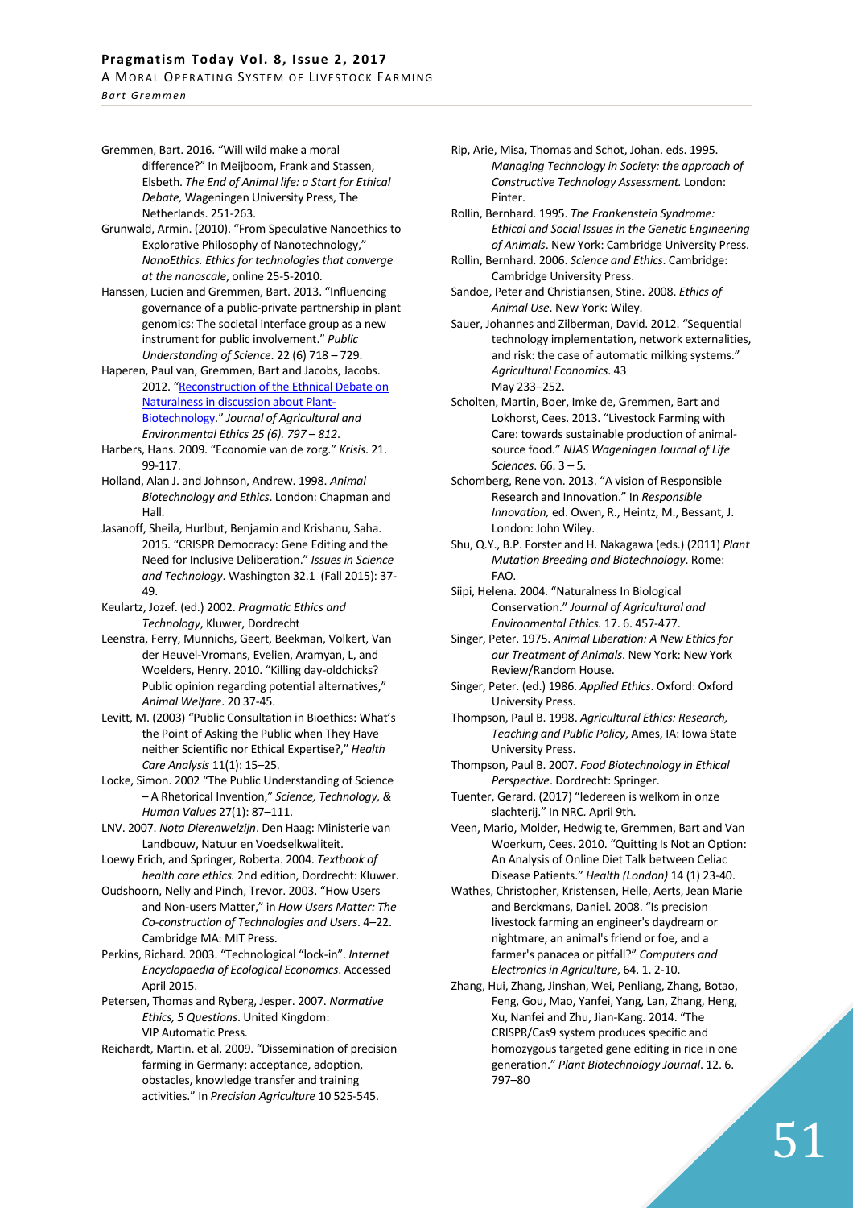Gremmen, Bart. 2016. "Will wild make a moral difference?" In Meijboom, Frank and Stassen, Elsbeth. *The End of Animal life: a Start for Ethical Debate,* Wageningen University Press, The Netherlands. 251-263.

Grunwald, Armin. (2010). "From Speculative Nanoethics to Explorative Philosophy of Nanotechnology," *NanoEthics. Ethics for technologies that converge at the nanoscale*, online 25-5-2010.

Hanssen, Lucien and Gremmen, Bart. 2013. "Influencing governance of a public-private partnership in plant genomics: The societal interface group as a new instrument for public involvement." *Public Understanding of Science*. 22 (6) 718 – 729.

Haperen, Paul van, Gremmen, Bart and Jacobs, Jacobs. 2012. "Reconstruction of the Ethnical Debate on Naturalness in discussion about Plant-Biotechnology." *Journal of Agricultural and Environmental Ethics 25 (6). 797 – 812*.

Harbers, Hans. 2009. "Economie van de zorg." *Krisis*. 21. 99-117.

Holland, Alan J. and Johnson, Andrew. 1998. *Animal Biotechnology and Ethics*. London: Chapman and Hall.

Jasanoff, Sheila, Hurlbut, Benjamin and Krishanu, Saha. 2015. "CRISPR Democracy: Gene Editing and the Need for Inclusive Deliberation." *Issues in Science and Technology*. Washington 32.1 (Fall 2015): 37-49.

Keulartz, Jozef. (ed.) 2002. *Pragmatic Ethics and Technology*, Kluwer, Dordrecht

Leenstra, Ferry, Munnichs, Geert, Beekman, Volkert, Van der Heuvel-Vromans, Evelien, Aramyan, L, and Woelders, Henry. 2010. "Killing day-oldchicks? Public opinion regarding potential alternatives," *Animal Welfare*. 20 37-45.

Levitt, M. (2003) "Public Consultation in Bioethics: What's the Point of Asking the Public when They Have neither Scientific nor Ethical Expertise?," *Health Care Analysis* 11(1): 15–25.

Locke, Simon. 2002 "The Public Understanding of Science – A Rhetorical Invention," *Science, Technology, & Human Values* 27(1): 87–111.

LNV. 2007. *Nota Dierenwelzijn*. Den Haag: Ministerie van Landbouw, Natuur en Voedselkwaliteit.

Loewy Erich, and Springer, Roberta. 2004. *Textbook of health care ethics.* 2nd edition, Dordrecht: Kluwer.

Oudshoorn, Nelly and Pinch, Trevor. 2003. "How Users and Non-users Matter," in *How Users Matter: The Co-construction of Technologies and Users*. 4–22. Cambridge MA: MIT Press.

Perkins, Richard. 2003. "Technological "lock-in". *Internet Encyclopaedia of Ecological Economics*. Accessed April 2015.

Petersen, Thomas and Ryberg, Jesper. 2007. *Normative Ethics, 5 Questions*. United Kingdom: VIP Automatic Press.

Reichardt, Martin. et al. 2009. "Dissemination of precision farming in Germany: acceptance, adoption, obstacles, knowledge transfer and training activities." In *Precision Agriculture* 10 525-545.

Rip, Arie, Misa, Thomas and Schot, Johan. eds. 1995. *Managing Technology in Society: the approach of Constructive Technology Assessment.* London: Pinter.

Rollin, Bernhard. 1995. *The Frankenstein Syndrome: Ethical and Social Issues in the Genetic Engineering of Animals*. New York: Cambridge University Press.

Rollin, Bernhard. 2006. *Science and Ethics*. Cambridge: Cambridge University Press.

Sandoe, Peter and Christiansen, Stine. 2008. *Ethics of Animal Use*. New York: Wiley.

Sauer, Johannes and Zilberman, David. 2012. "Sequential technology implementation, network externalities, and risk: the case of automatic milking systems." *Agricultural Economics*. 43 May 233–252.

Scholten, Martin, Boer, Imke de, Gremmen, Bart and Lokhorst, Cees. 2013. "Livestock Farming with Care: towards sustainable production of animal-source food." *NJAS Wageningen Journal of Life Sciences*. 66. 3 – 5.

Schomberg, Rene von. 2013. "A vision of Responsible Research and Innovation." In *Responsible Innovation,* ed. Owen, R., Heintz, M., Bessant, J. London: John Wiley.

Shu, Q.Y., B.P. Forster and H. Nakagawa (eds.) (2011) *Plant Mutation Breeding and Biotechnology*. Rome: FAO.

Siipi, Helena. 2004. "Naturalness In Biological Conservation." *Journal of Agricultural and Environmental Ethics.* 17. 6. 457-477.

Singer, Peter. 1975. *Animal Liberation: A New Ethics for our Treatment of Animals*. New York: New York Review/Random House.

Singer, Peter. (ed.) 1986. *Applied Ethics*. Oxford: Oxford University Press.

Thompson, Paul B. 1998. *Agricultural Ethics: Research, Teaching and Public Policy*, Ames, IA: Iowa State University Press.

Thompson, Paul B. 2007. *Food Biotechnology in Ethical Perspective*. Dordrecht: Springer.

Tuenter, Gerard. (2017) "Iedereen is welkom in onze slachterij." In NRC. April 9th.

Veen, Mario, Molder, Hedwig te, Gremmen, Bart and Van Woerkum, Cees. 2010. "Quitting Is Not an Option: An Analysis of Online Diet Talk between Celiac Disease Patients." *Health (London)* 14 (1) 23-40.

Wathes, Christopher, Kristensen, Helle, Aerts, Jean Marie and Berckmans, Daniel. 2008. "Is precision livestock farming an engineer's daydream or nightmare, an animal's friend or foe, and a farmer's panacea or pitfall?" *Computers and Electronics in Agriculture*, 64. 1. 2-10.

Zhang, Hui, Zhang, Jinshan, Wei, Penliang, Zhang, Botao, Feng, Gou, Mao, Yanfei, Yang, Lan, Zhang, Heng, Xu, Nanfei and Zhu, Jian-Kang. 2014. "The CRISPR/Cas9 system produces specific and homozygous targeted gene editing in rice in one generation." *Plant Biotechnology Journal*. 12. 6. 797–80